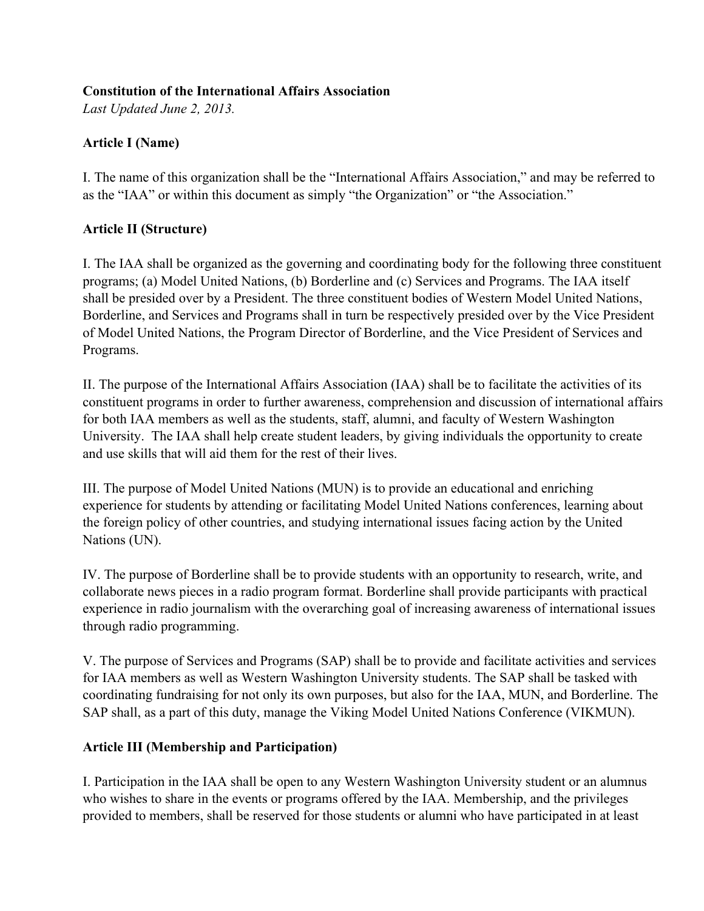**Constitution of the International Affairs Association**

*Last Updated June 2, 2013.*

**Article I (Name)**

I. The name of this organization shall be the "International Affairs Association," and may be referred to as the "IAA" or within this document as simply "the Organization" or "the Association."

**Article II (Structure)**

I. The IAA shall be organized as the governing and coordinating body for the following three constituent programs; (a) Model United Nations, (b) Borderline and (c) Services and Programs. The IAA itself shall be presided over by a President. The three constituent bodies of Western Model United Nations, Borderline, and Services and Programs shall in turn be respectively presided over by the Vice President of Model United Nations, the Program Director of Borderline, and the Vice President of Services and Programs.

II. The purpose of the International Affairs Association (IAA) shall be to facilitate the activities of its constituent programs in order to further awareness, comprehension and discussion of international affairs for both IAA members as well as the students, staff, alumni, and faculty of Western Washington University. The IAA shall help create student leaders, by giving individuals the opportunity to create and use skills that will aid them for the rest of their lives.

III. The purpose of Model United Nations (MUN) is to provide an educational and enriching experience for students by attending or facilitating Model United Nations conferences, learning about the foreign policy of other countries, and studying international issues facing action by the United Nations (UN).

IV. The purpose of Borderline shall be to provide students with an opportunity to research, write, and collaborate news pieces in a radio program format. Borderline shall provide participants with practical experience in radio journalism with the overarching goal of increasing awareness of international issues through radio programming.

V. The purpose of Services and Programs (SAP) shall be to provide and facilitate activities and services for IAA members as well as Western Washington University students. The SAP shall be tasked with coordinating fundraising for not only its own purposes, but also for the IAA, MUN, and Borderline. The SAP shall, as a part of this duty, manage the Viking Model United Nations Conference (VIKMUN).

**Article III (Membership and Participation)**

I. Participation in the IAA shall be open to any Western Washington University student or an alumnus who wishes to share in the events or programs offered by the IAA. Membership, and the privileges provided to members, shall be reserved for those students or alumni who have participated in at least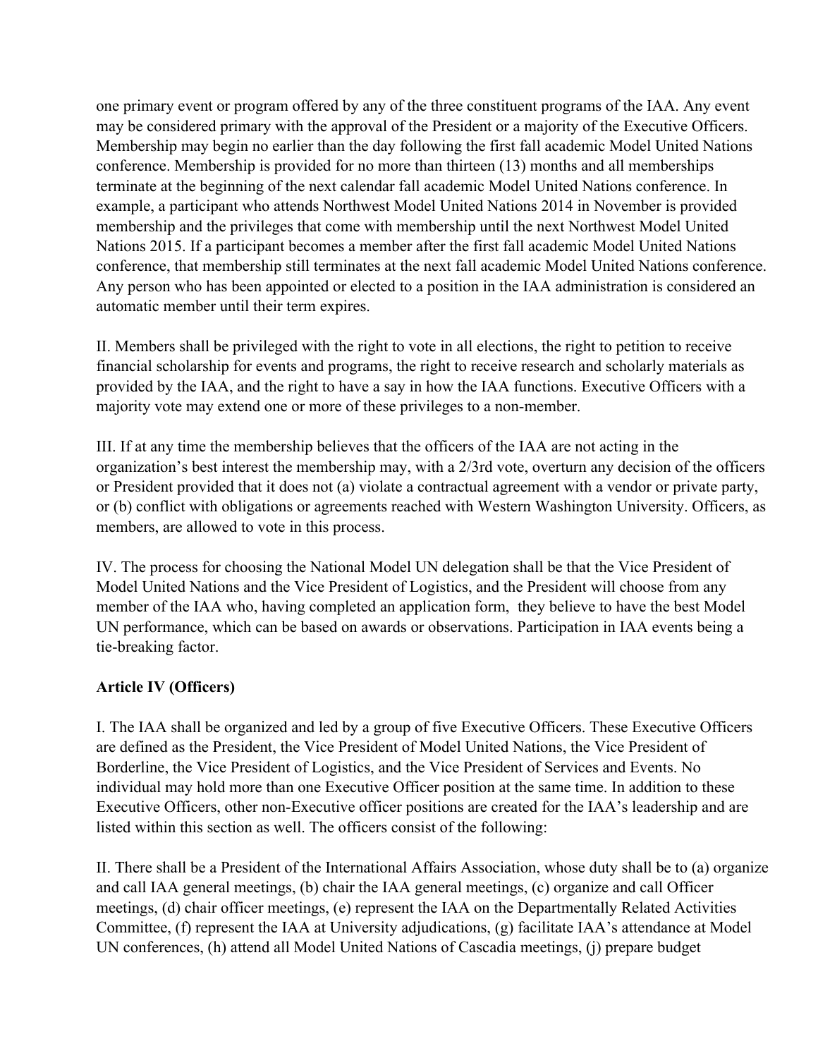one primary event or program offered by any of the three constituent programs of the IAA. Any event may be considered primary with the approval of the President or a majority of the Executive Officers. Membership may begin no earlier than the day following the first fall academic Model United Nations conference. Membership is provided for no more than thirteen (13) months and all memberships terminate at the beginning of the next calendar fall academic Model United Nations conference. In example, a participant who attends Northwest Model United Nations 2014 in November is provided membership and the privileges that come with membership until the next Northwest Model United Nations 2015. If a participant becomes a member after the first fall academic Model United Nations conference, that membership still terminates at the next fall academic Model United Nations conference. Any person who has been appointed or elected to a position in the IAA administration is considered an automatic member until their term expires.

II. Members shall be privileged with the right to vote in all elections, the right to petition to receive financial scholarship for events and programs, the right to receive research and scholarly materials as provided by the IAA, and the right to have a say in how the IAA functions. Executive Officers with a majority vote may extend one or more of these privileges to a non-member.

III. If at any time the membership believes that the officers of the IAA are not acting in the organization's best interest the membership may, with a 2/3rd vote, overturn any decision of the officers or President provided that it does not (a) violate a contractual agreement with a vendor or private party, or (b) conflict with obligations or agreements reached with Western Washington University. Officers, as members, are allowed to vote in this process.

IV. The process for choosing the National Model UN delegation shall be that the Vice President of Model United Nations and the Vice President of Logistics, and the President will choose from any member of the IAA who, having completed an application form, they believe to have the best Model UN performance, which can be based on awards or observations. Participation in IAA events being a tie-breaking factor.

**Article IV (Officers)**

I. The IAA shall be organized and led by a group of five Executive Officers. These Executive Officers are defined as the President, the Vice President of Model United Nations, the Vice President of Borderline, the Vice President of Logistics, and the Vice President of Services and Events. No individual may hold more than one Executive Officer position at the same time. In addition to these Executive Officers, other non-Executive officer positions are created for the IAA's leadership and are listed within this section as well. The officers consist of the following:

II. There shall be a President of the International Affairs Association, whose duty shall be to (a) organize and call IAA general meetings, (b) chair the IAA general meetings, (c) organize and call Officer meetings, (d) chair officer meetings, (e) represent the IAA on the Departmentally Related Activities Committee, (f) represent the IAA at University adjudications, (g) facilitate IAA's attendance at Model UN conferences, (h) attend all Model United Nations of Cascadia meetings, (j) prepare budget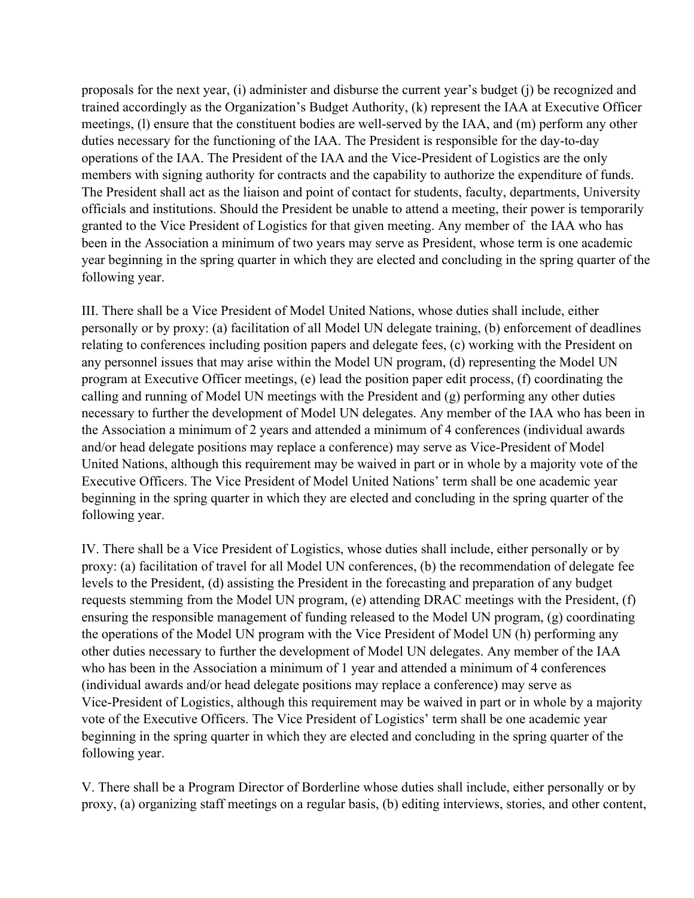proposals for the next year, (i) administer and disburse the current year's budget (j) be recognized and trained accordingly as the Organization's Budget Authority, (k) represent the IAA at Executive Officer meetings, (l) ensure that the constituent bodies are well-served by the IAA, and (m) perform any other duties necessary for the functioning of the IAA. The President is responsible for the day-to-day operations of the IAA. The President of the IAA and the Vice-President of Logistics are the only members with signing authority for contracts and the capability to authorize the expenditure of funds. The President shall act as the liaison and point of contact for students, faculty, departments, University officials and institutions. Should the President be unable to attend a meeting, their power is temporarily granted to the Vice President of Logistics for that given meeting. Any member of the IAA who has been in the Association a minimum of two years may serve as President, whose term is one academic year beginning in the spring quarter in which they are elected and concluding in the spring quarter of the following year.

III. There shall be a Vice President of Model United Nations, whose duties shall include, either personally or by proxy: (a) facilitation of all Model UN delegate training, (b) enforcement of deadlines relating to conferences including position papers and delegate fees, (c) working with the President on any personnel issues that may arise within the Model UN program, (d) representing the Model UN program at Executive Officer meetings, (e) lead the position paper edit process, (f) coordinating the calling and running of Model UN meetings with the President and (g) performing any other duties necessary to further the development of Model UN delegates. Any member of the IAA who has been in the Association a minimum of 2 years and attended a minimum of 4 conferences (individual awards and/or head delegate positions may replace a conference) may serve as Vice-President of Model United Nations, although this requirement may be waived in part or in whole by a majority vote of the Executive Officers. The Vice President of Model United Nations' term shall be one academic year beginning in the spring quarter in which they are elected and concluding in the spring quarter of the following year.

IV. There shall be a Vice President of Logistics, whose duties shall include, either personally or by proxy: (a) facilitation of travel for all Model UN conferences, (b) the recommendation of delegate fee levels to the President, (d) assisting the President in the forecasting and preparation of any budget requests stemming from the Model UN program, (e) attending DRAC meetings with the President, (f) ensuring the responsible management of funding released to the Model UN program, (g) coordinating the operations of the Model UN program with the Vice President of Model UN (h) performing any other duties necessary to further the development of Model UN delegates. Any member of the IAA who has been in the Association a minimum of 1 year and attended a minimum of 4 conferences (individual awards and/or head delegate positions may replace a conference) may serve as Vice-President of Logistics, although this requirement may be waived in part or in whole by a majority vote of the Executive Officers. The Vice President of Logistics' term shall be one academic year beginning in the spring quarter in which they are elected and concluding in the spring quarter of the following year.

V. There shall be a Program Director of Borderline whose duties shall include, either personally or by proxy, (a) organizing staff meetings on a regular basis, (b) editing interviews, stories, and other content,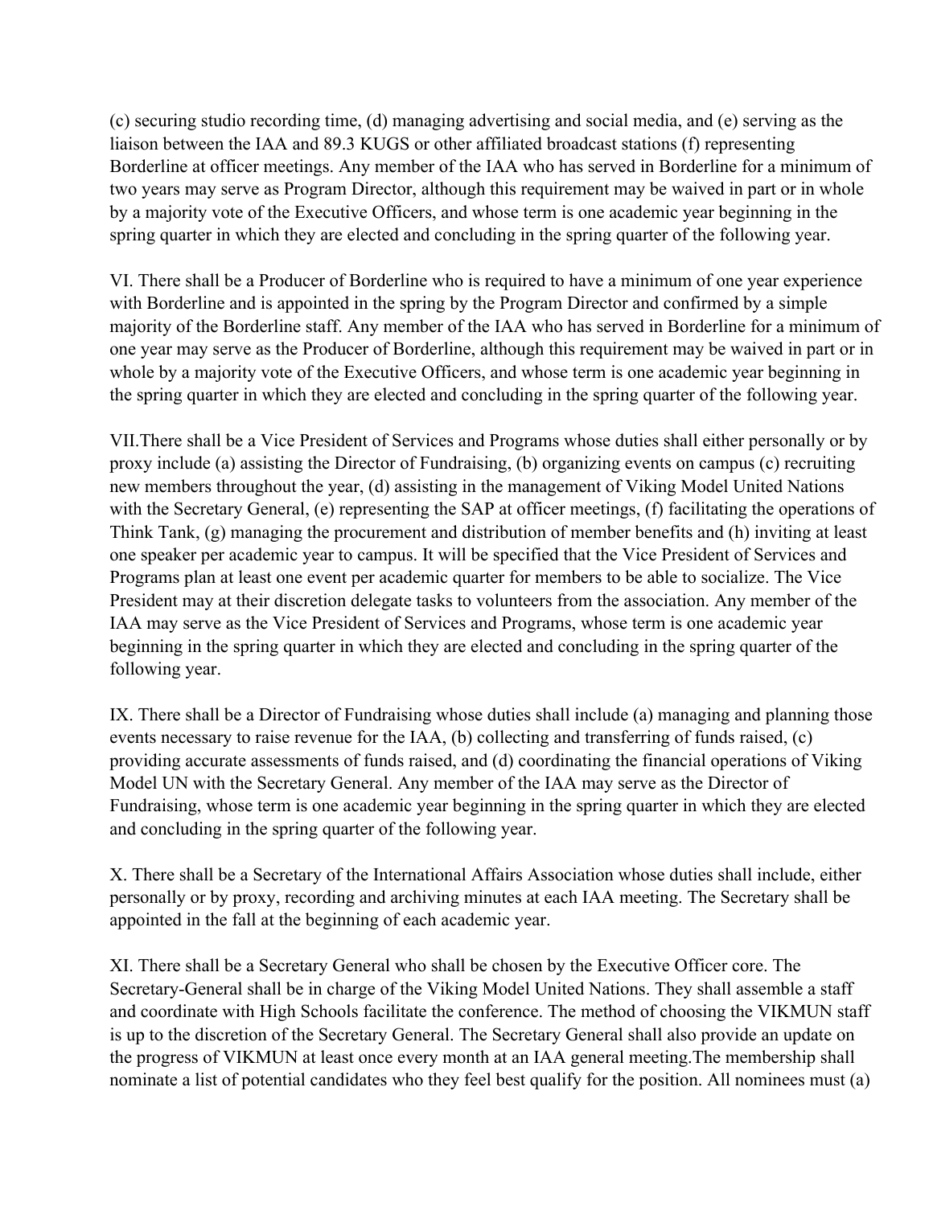(c) securing studio recording time, (d) managing advertising and social media, and (e) serving as the liaison between the IAA and 89.3 KUGS or other affiliated broadcast stations (f) representing Borderline at officer meetings. Any member of the IAA who has served in Borderline for a minimum of two years may serve as Program Director, although this requirement may be waived in part or in whole by a majority vote of the Executive Officers, and whose term is one academic year beginning in the spring quarter in which they are elected and concluding in the spring quarter of the following year.

VI. There shall be a Producer of Borderline who is required to have a minimum of one year experience with Borderline and is appointed in the spring by the Program Director and confirmed by a simple majority of the Borderline staff. Any member of the IAA who has served in Borderline for a minimum of one year may serve as the Producer of Borderline, although this requirement may be waived in part or in whole by a majority vote of the Executive Officers, and whose term is one academic year beginning in the spring quarter in which they are elected and concluding in the spring quarter of the following year.

VII.There shall be a Vice President of Services and Programs whose duties shall either personally or by proxy include (a) assisting the Director of Fundraising, (b) organizing events on campus (c) recruiting new members throughout the year, (d) assisting in the management of Viking Model United Nations with the Secretary General, (e) representing the SAP at officer meetings, (f) facilitating the operations of Think Tank, (g) managing the procurement and distribution of member benefits and (h) inviting at least one speaker per academic year to campus. It will be specified that the Vice President of Services and Programs plan at least one event per academic quarter for members to be able to socialize. The Vice President may at their discretion delegate tasks to volunteers from the association. Any member of the IAA may serve as the Vice President of Services and Programs, whose term is one academic year beginning in the spring quarter in which they are elected and concluding in the spring quarter of the following year.

IX. There shall be a Director of Fundraising whose duties shall include (a) managing and planning those events necessary to raise revenue for the IAA, (b) collecting and transferring of funds raised, (c) providing accurate assessments of funds raised, and (d) coordinating the financial operations of Viking Model UN with the Secretary General. Any member of the IAA may serve as the Director of Fundraising, whose term is one academic year beginning in the spring quarter in which they are elected and concluding in the spring quarter of the following year.

X. There shall be a Secretary of the International Affairs Association whose duties shall include, either personally or by proxy, recording and archiving minutes at each IAA meeting. The Secretary shall be appointed in the fall at the beginning of each academic year.

XI. There shall be a Secretary General who shall be chosen by the Executive Officer core. The Secretary-General shall be in charge of the Viking Model United Nations. They shall assemble a staff and coordinate with High Schools facilitate the conference. The method of choosing the VIKMUN staff is up to the discretion of the Secretary General. The Secretary General shall also provide an update on the progress of VIKMUN at least once every month at an IAA general meeting.The membership shall nominate a list of potential candidates who they feel best qualify for the position. All nominees must (a)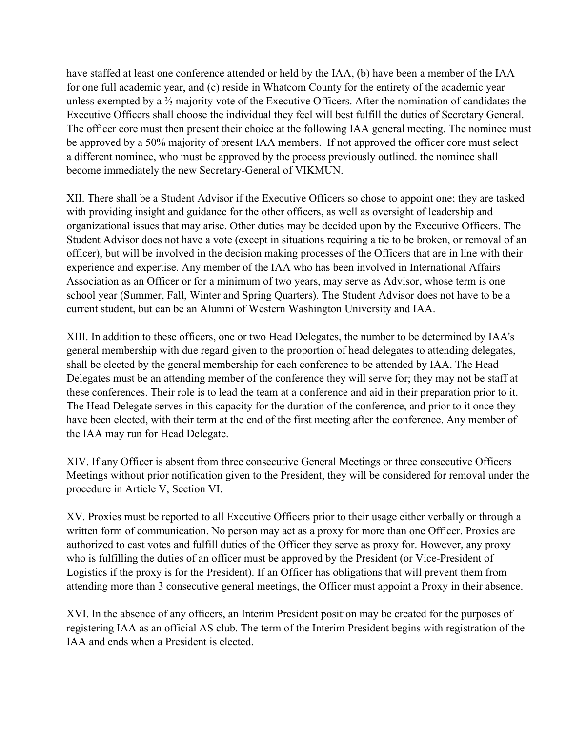have staffed at least one conference attended or held by the IAA, (b) have been a member of the IAA for one full academic year, and (c) reside in Whatcom County for the entirety of the academic year unless exempted by a ⅔ majority vote of the Executive Officers. After the nomination of candidates the Executive Officers shall choose the individual they feel will best fulfill the duties of Secretary General. The officer core must then present their choice at the following IAA general meeting. The nominee must be approved by a 50% majority of present IAA members. If not approved the officer core must select a different nominee, who must be approved by the process previously outlined. the nominee shall become immediately the new Secretary-General of VIKMUN.

XII. There shall be a Student Advisor if the Executive Officers so chose to appoint one; they are tasked with providing insight and guidance for the other officers, as well as oversight of leadership and organizational issues that may arise. Other duties may be decided upon by the Executive Officers. The Student Advisor does not have a vote (except in situations requiring a tie to be broken, or removal of an officer), but will be involved in the decision making processes of the Officers that are in line with their experience and expertise. Any member of the IAA who has been involved in International Affairs Association as an Officer or for a minimum of two years, may serve as Advisor, whose term is one school year (Summer, Fall, Winter and Spring Quarters). The Student Advisor does not have to be a current student, but can be an Alumni of Western Washington University and IAA.

XIII. In addition to these officers, one or two Head Delegates, the number to be determined by IAA's general membership with due regard given to the proportion of head delegates to attending delegates, shall be elected by the general membership for each conference to be attended by IAA. The Head Delegates must be an attending member of the conference they will serve for; they may not be staff at these conferences. Their role is to lead the team at a conference and aid in their preparation prior to it. The Head Delegate serves in this capacity for the duration of the conference, and prior to it once they have been elected, with their term at the end of the first meeting after the conference. Any member of the IAA may run for Head Delegate.

XIV. If any Officer is absent from three consecutive General Meetings or three consecutive Officers Meetings without prior notification given to the President, they will be considered for removal under the procedure in Article V, Section VI.

XV. Proxies must be reported to all Executive Officers prior to their usage either verbally or through a written form of communication. No person may act as a proxy for more than one Officer. Proxies are authorized to cast votes and fulfill duties of the Officer they serve as proxy for. However, any proxy who is fulfilling the duties of an officer must be approved by the President (or Vice-President of Logistics if the proxy is for the President). If an Officer has obligations that will prevent them from attending more than 3 consecutive general meetings, the Officer must appoint a Proxy in their absence.

XVI. In the absence of any officers, an Interim President position may be created for the purposes of registering IAA as an official AS club. The term of the Interim President begins with registration of the IAA and ends when a President is elected.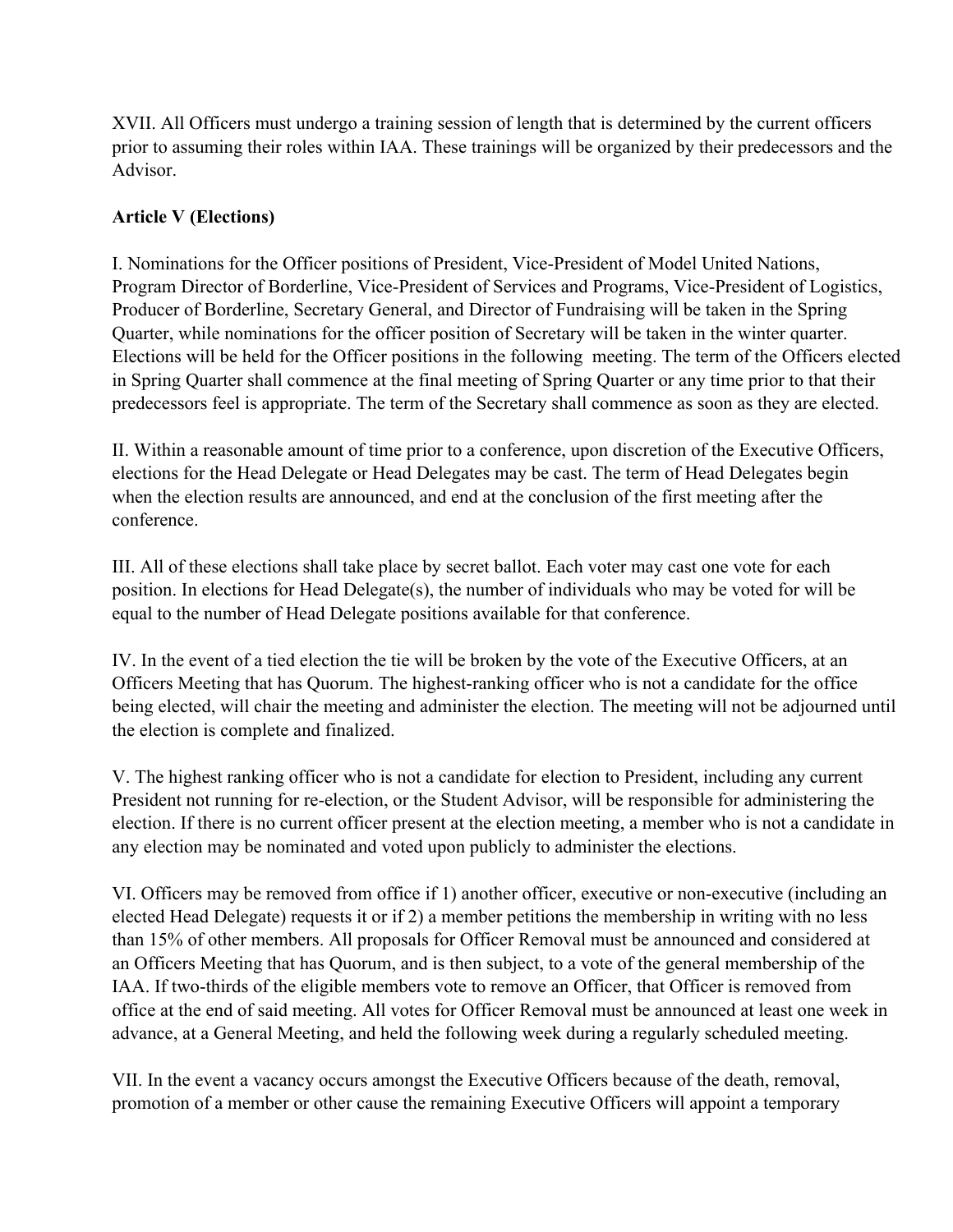XVII. All Officers must undergo a training session of length that is determined by the current officers prior to assuming their roles within IAA. These trainings will be organized by their predecessors and the Advisor.

**Article V (Elections)**

I. Nominations for the Officer positions of President, Vice-President of Model United Nations, Program Director of Borderline, Vice-President of Services and Programs, Vice-President of Logistics, Producer of Borderline, Secretary General, and Director of Fundraising will be taken in the Spring Quarter, while nominations for the officer position of Secretary will be taken in the winter quarter. Elections will be held for the Officer positions in the following meeting. The term of the Officers elected in Spring Quarter shall commence at the final meeting of Spring Quarter or any time prior to that their predecessors feel is appropriate. The term of the Secretary shall commence as soon as they are elected.

II. Within a reasonable amount of time prior to a conference, upon discretion of the Executive Officers, elections for the Head Delegate or Head Delegates may be cast. The term of Head Delegates begin when the election results are announced, and end at the conclusion of the first meeting after the conference.

III. All of these elections shall take place by secret ballot. Each voter may cast one vote for each position. In elections for Head Delegate(s), the number of individuals who may be voted for will be equal to the number of Head Delegate positions available for that conference.

IV. In the event of a tied election the tie will be broken by the vote of the Executive Officers, at an Officers Meeting that has Quorum. The highest-ranking officer who is not a candidate for the office being elected, will chair the meeting and administer the election. The meeting will not be adjourned until the election is complete and finalized.

V. The highest ranking officer who is not a candidate for election to President, including any current President not running for re-election, or the Student Advisor, will be responsible for administering the election. If there is no current officer present at the election meeting, a member who is not a candidate in any election may be nominated and voted upon publicly to administer the elections.

VI. Officers may be removed from office if 1) another officer, executive or non-executive (including an elected Head Delegate) requests it or if 2) a member petitions the membership in writing with no less than 15% of other members. All proposals for Officer Removal must be announced and considered at an Officers Meeting that has Quorum, and is then subject, to a vote of the general membership of the IAA. If two-thirds of the eligible members vote to remove an Officer, that Officer is removed from office at the end of said meeting. All votes for Officer Removal must be announced at least one week in advance, at a General Meeting, and held the following week during a regularly scheduled meeting.

VII. In the event a vacancy occurs amongst the Executive Officers because of the death, removal, promotion of a member or other cause the remaining Executive Officers will appoint a temporary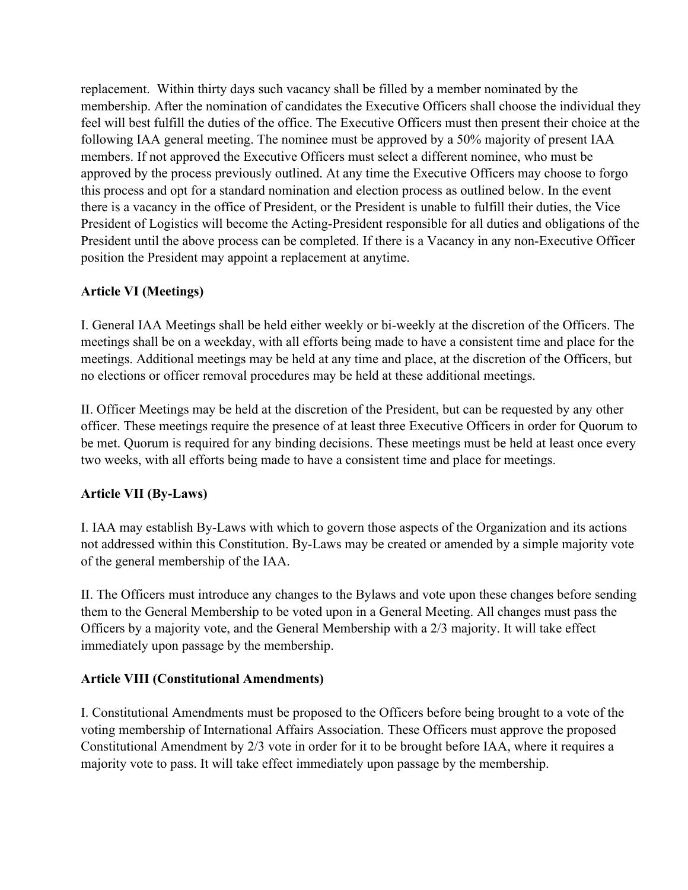replacement. Within thirty days such vacancy shall be filled by a member nominated by the membership. After the nomination of candidates the Executive Officers shall choose the individual they feel will best fulfill the duties of the office. The Executive Officers must then present their choice at the following IAA general meeting. The nominee must be approved by a 50% majority of present IAA members. If not approved the Executive Officers must select a different nominee, who must be approved by the process previously outlined. At any time the Executive Officers may choose to forgo this process and opt for a standard nomination and election process as outlined below. In the event there is a vacancy in the office of President, or the President is unable to fulfill their duties, the Vice President of Logistics will become the Acting-President responsible for all duties and obligations of the President until the above process can be completed. If there is a Vacancy in any non-Executive Officer position the President may appoint a replacement at anytime.

**Article VI (Meetings)**

I. General IAA Meetings shall be held either weekly or bi-weekly at the discretion of the Officers. The meetings shall be on a weekday, with all efforts being made to have a consistent time and place for the meetings. Additional meetings may be held at any time and place, at the discretion of the Officers, but no elections or officer removal procedures may be held at these additional meetings.

II. Officer Meetings may be held at the discretion of the President, but can be requested by any other officer. These meetings require the presence of at least three Executive Officers in order for Quorum to be met. Quorum is required for any binding decisions. These meetings must be held at least once every two weeks, with all efforts being made to have a consistent time and place for meetings.

**Article VII (By-Laws)**

I. IAA may establish By-Laws with which to govern those aspects of the Organization and its actions not addressed within this Constitution. By-Laws may be created or amended by a simple majority vote of the general membership of the IAA.

II. The Officers must introduce any changes to the Bylaws and vote upon these changes before sending them to the General Membership to be voted upon in a General Meeting. All changes must pass the Officers by a majority vote, and the General Membership with a 2/3 majority. It will take effect immediately upon passage by the membership.

**Article VIII (Constitutional Amendments)**

I. Constitutional Amendments must be proposed to the Officers before being brought to a vote of the voting membership of International Affairs Association. These Officers must approve the proposed Constitutional Amendment by 2/3 vote in order for it to be brought before IAA, where it requires a majority vote to pass. It will take effect immediately upon passage by the membership.